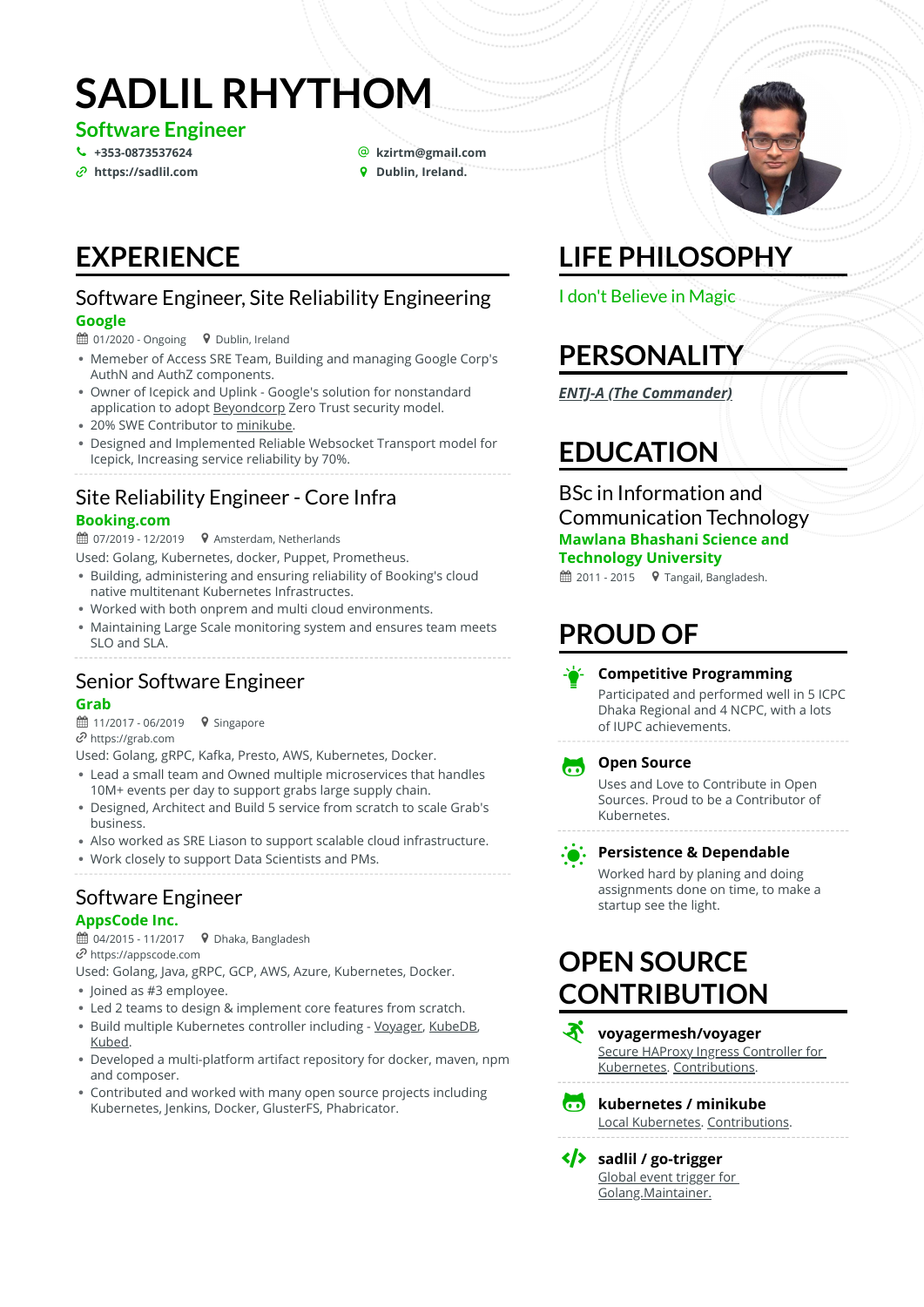# SADLIL RHYTHOM

**Software Engineer**

+353-0873537624
kzirtm@gmail.com
https://sadlil.com
Dublin, Ireland.

## EXPERIENCE

### Software Engineer, Site Reliability Engineering

**Google**

01/2020 - Ongoing | Dublin, Ireland

- Memeber of Access SRE Team, Building and managing Google Corp's AuthN and AuthZ components.
- Owner of Icepick and Uplink - Google's solution for nonstandard application to adopt Beyondcorp Zero Trust security model.
- 20% SWE Contributor to minikube.
- Designed and Implemented Reliable Websocket Transport model for Icepick, Increasing service reliability by 70%.

### Site Reliability Engineer - Core Infra

**Booking.com**

07/2019 - 12/2019 | Amsterdam, Netherlands

Used: Golang, Kubernetes, docker, Puppet, Prometheus.

- Building, administering and ensuring reliability of Booking's cloud native multitenant Kubernetes Infrastructes.
- Worked with both onprem and multi cloud environments.
- Maintaining Large Scale monitoring system and ensures team meets SLO and SLA.

### Senior Software Engineer

**Grab**

11/2017 - 06/2019 | Singapore

https://grab.com

Used: Golang, gRPC, Kafka, Presto, AWS, Kubernetes, Docker.

- Lead a small team and Owned multiple microservices that handles 10M+ events per day to support grabs large supply chain.
- Designed, Architect and Build 5 service from scratch to scale Grab's business.
- Also worked as SRE Liason to support scalable cloud infrastructure.
- Work closely to support Data Scientists and PMs.

### Software Engineer

**AppsCode Inc.**

04/2015 - 11/2017 | Dhaka, Bangladesh

https://appscode.com

Used: Golang, Java, gRPC, GCP, AWS, Azure, Kubernetes, Docker.

- Joined as #3 employee.
- Led 2 teams to design & implement core features from scratch.
- Build multiple Kubernetes controller including - Voyager, KubeDB, Kubed.
- Developed a multi-platform artifact repository for docker, maven, npm and composer.
- Contributed and worked with many open source projects including Kubernetes, Jenkins, Docker, GlusterFS, Phabricator.

## LIFE PHILOSOPHY

I don't Believe in Magic

## PERSONALITY

*ENTJ-A (The Commander)*

## EDUCATION

### BSc in Information and Communication Technology

**Mawlana Bhashani Science and Technology University**

2011 - 2015 | Tangail, Bangladesh.

## PROUD OF

**Competitive Programming**

Participated and performed well in 5 ICPC Dhaka Regional and 4 NCPC, with a lots of IUPC achievements.

**Open Source**

Uses and Love to Contribute in Open Sources. Proud to be a Contributor of Kubernetes.

**Persistence & Dependable**

Worked hard by planing and doing assignments done on time, to make a startup see the light.

## OPEN SOURCE CONTRIBUTION

**voyagermesh/voyager**

Secure HAProxy Ingress Controller for Kubernetes. Contributions.

**kubernetes / minikube**

Local Kubernetes. Contributions.

**sadlil / go-trigger**

Global event trigger for Golang.Maintainer.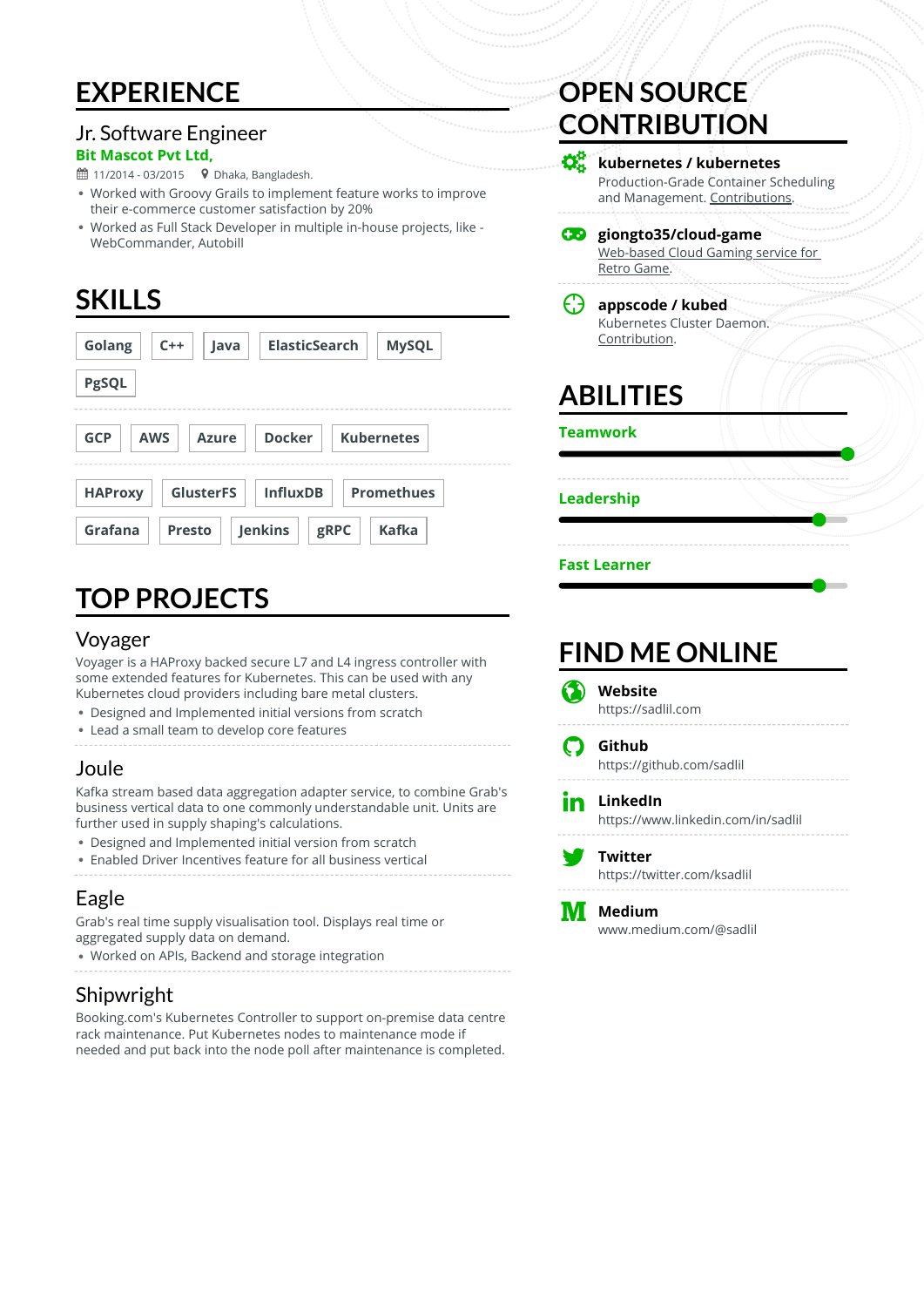## EXPERIENCE

### Jr. Software Engineer

**Bit Mascot Pvt Ltd,**

11/2014 - 03/2015 Dhaka, Bangladesh.

- Worked with Groovy Grails to implement feature works to improve their e-commerce customer satisfaction by 20%
- Worked as Full Stack Developer in multiple in-house projects, like - WebCommander, Autobill

## SKILLS

Golang | C++ | Java | ElasticSearch | MySQL | PgSQL

GCP | AWS | Azure | Docker | Kubernetes

HAProxy | GlusterFS | InfluxDB | Promethues | Grafana | Presto | Jenkins | gRPC | Kafka

## TOP PROJECTS

### Voyager

Voyager is a HAProxy backed secure L7 and L4 ingress controller with some extended features for Kubernetes. This can be used with any Kubernetes cloud providers including bare metal clusters.

- Designed and Implemented initial versions from scratch
- Lead a small team to develop core features

### Joule

Kafka stream based data aggregation adapter service, to combine Grab's business vertical data to one commonly understandable unit. Units are further used in supply shaping's calculations.

- Designed and Implemented initial version from scratch
- Enabled Driver Incentives feature for all business vertical

### Eagle

Grab's real time supply visualisation tool. Displays real time or aggregated supply data on demand.

- Worked on APIs, Backend and storage integration

### Shipwright

Booking.com's Kubernetes Controller to support on-premise data centre rack maintenance. Put Kubernetes nodes to maintenance mode if needed and put back into the node poll after maintenance is completed.

## OPEN SOURCE CONTRIBUTION

**kubernetes / kubernetes**
Production-Grade Container Scheduling and Management. Contributions.

**giongto35/cloud-game**
Web-based Cloud Gaming service for Retro Game.

**appscode / kubed**
Kubernetes Cluster Daemon. Contribution.

## ABILITIES

**Teamwork**

**Leadership**

**Fast Learner**

## FIND ME ONLINE

**Website**
https://sadlil.com

**Github**
https://github.com/sadlil

**LinkedIn**
https://www.linkedin.com/in/sadlil

**Twitter**
https://twitter.com/ksadlil

**Medium**
www.medium.com/@sadlil